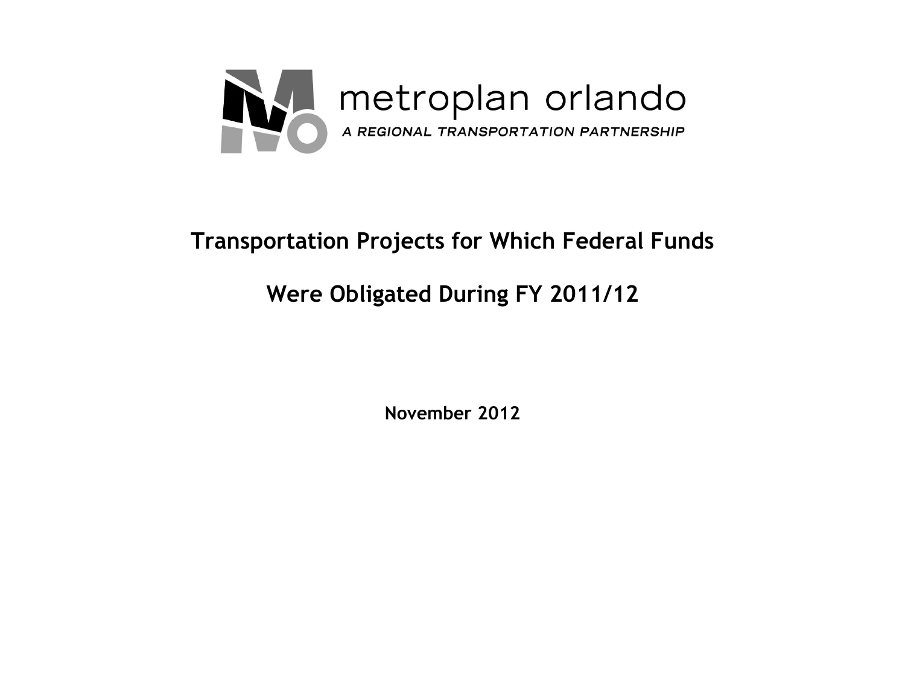metroplan orlando

*A REGIONAL TRANSPORTATION PARTNERSHIP*

# Transportation Projects for Which Federal Funds Were Obligated During FY 2011/12

**November 2012**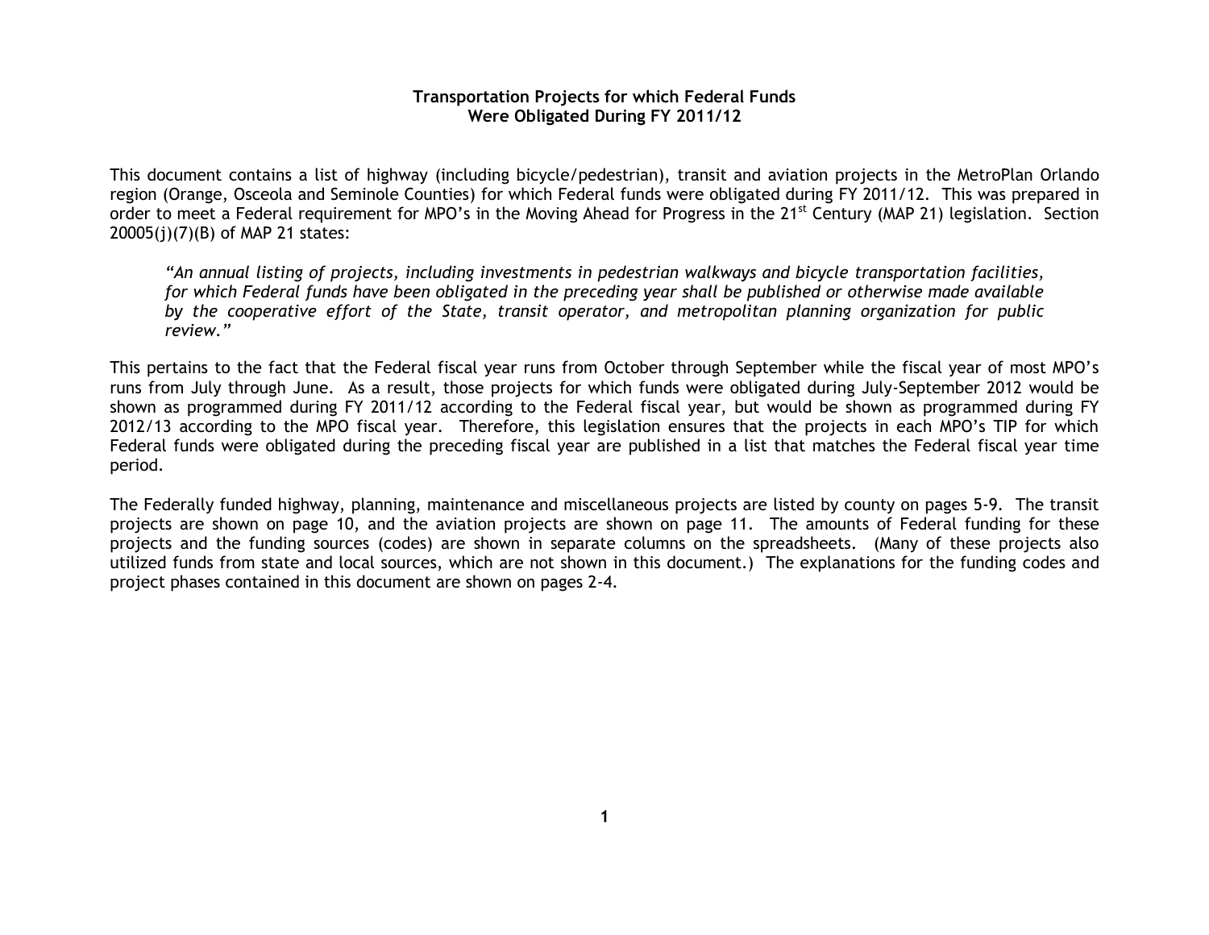**Transportation Projects for which Federal Funds Were Obligated During FY 2011/12**

This document contains a list of highway (including bicycle/pedestrian), transit and aviation projects in the MetroPlan Orlando region (Orange, Osceola and Seminole Counties) for which Federal funds were obligated during FY 2011/12. This was prepared in order to meet a Federal requirement for MPO's in the Moving Ahead for Progress in the 21st Century (MAP 21) legislation. Section 20005(j)(7)(B) of MAP 21 states:

> *"An annual listing of projects, including investments in pedestrian walkways and bicycle transportation facilities, for which Federal funds have been obligated in the preceding year shall be published or otherwise made available by the cooperative effort of the State, transit operator, and metropolitan planning organization for public review."*

This pertains to the fact that the Federal fiscal year runs from October through September while the fiscal year of most MPO's runs from July through June. As a result, those projects for which funds were obligated during July-September 2012 would be shown as programmed during FY 2011/12 according to the Federal fiscal year, but would be shown as programmed during FY 2012/13 according to the MPO fiscal year. Therefore, this legislation ensures that the projects in each MPO's TIP for which Federal funds were obligated during the preceding fiscal year are published in a list that matches the Federal fiscal year time period.

The Federally funded highway, planning, maintenance and miscellaneous projects are listed by county on pages 5-9. The transit projects are shown on page 10, and the aviation projects are shown on page 11. The amounts of Federal funding for these projects and the funding sources (codes) are shown in separate columns on the spreadsheets. (Many of these projects also utilized funds from state and local sources, which are not shown in this document.) The explanations for the funding codes and project phases contained in this document are shown on pages 2-4.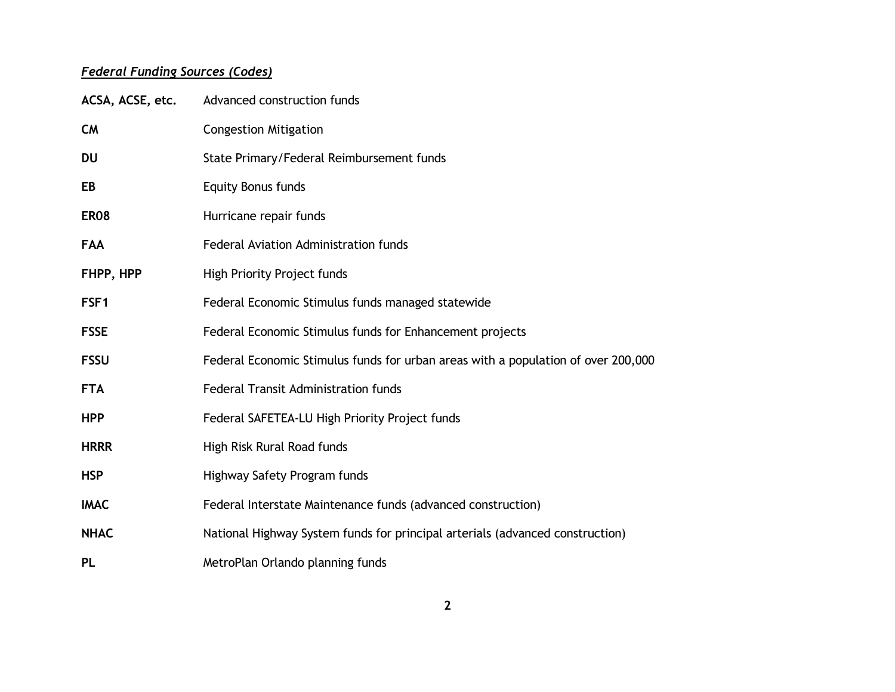***Federal Funding Sources (Codes)***

| | |
|---|---|
| **ACSA, ACSE, etc.** | Advanced construction funds |
| **CM** | Congestion Mitigation |
| **DU** | State Primary/Federal Reimbursement funds |
| **EB** | Equity Bonus funds |
| **ER08** | Hurricane repair funds |
| **FAA** | Federal Aviation Administration funds |
| **FHPP, HPP** | High Priority Project funds |
| **FSF1** | Federal Economic Stimulus funds managed statewide |
| **FSSE** | Federal Economic Stimulus funds for Enhancement projects |
| **FSSU** | Federal Economic Stimulus funds for urban areas with a population of over 200,000 |
| **FTA** | Federal Transit Administration funds |
| **HPP** | Federal SAFETEA-LU High Priority Project funds |
| **HRRR** | High Risk Rural Road funds |
| **HSP** | Highway Safety Program funds |
| **IMAC** | Federal Interstate Maintenance funds (advanced construction) |
| **NHAC** | National Highway System funds for principal arterials (advanced construction) |
| **PL** | MetroPlan Orlando planning funds |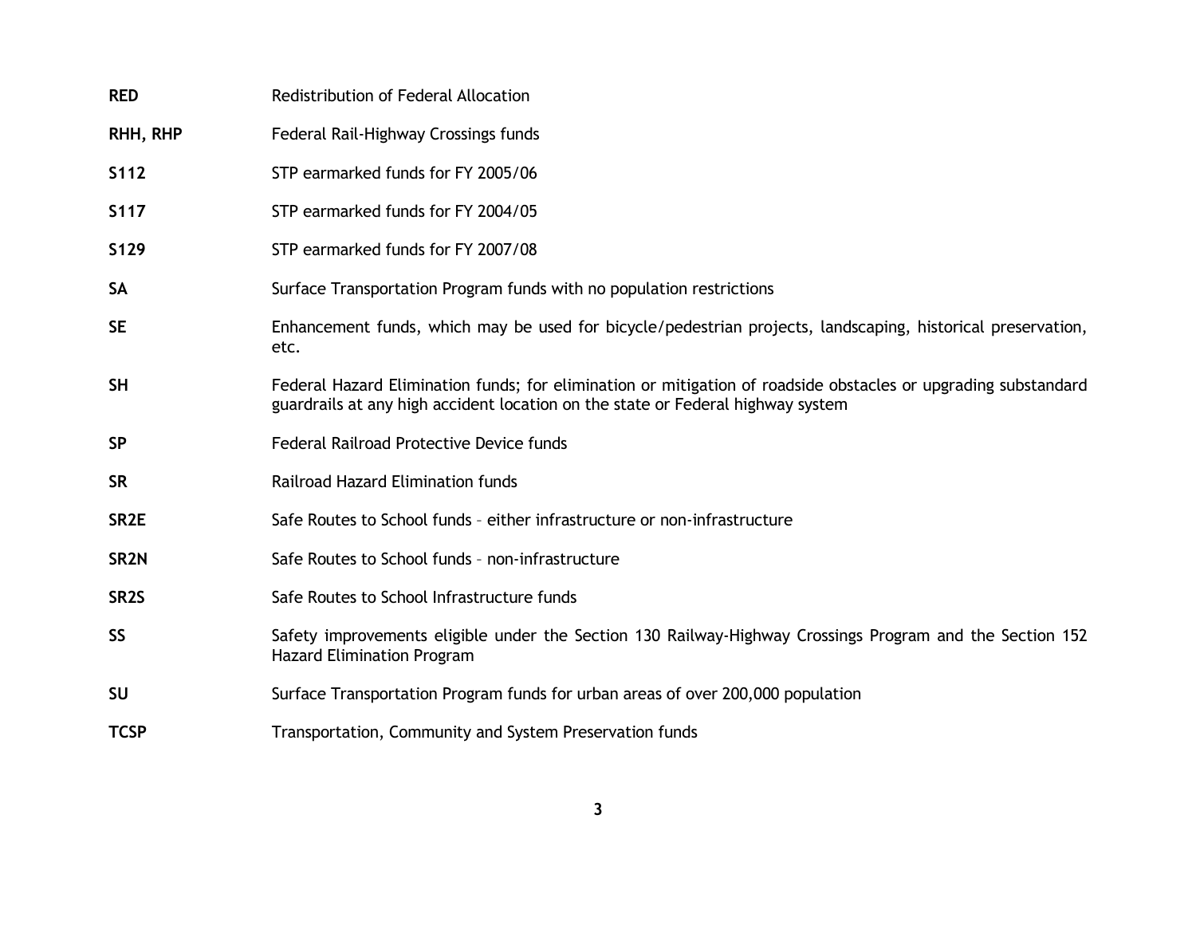| | |
|---|---|
| **RED** | Redistribution of Federal Allocation |
| **RHH, RHP** | Federal Rail-Highway Crossings funds |
| **S112** | STP earmarked funds for FY 2005/06 |
| **S117** | STP earmarked funds for FY 2004/05 |
| **S129** | STP earmarked funds for FY 2007/08 |
| **SA** | Surface Transportation Program funds with no population restrictions |
| **SE** | Enhancement funds, which may be used for bicycle/pedestrian projects, landscaping, historical preservation, etc. |
| **SH** | Federal Hazard Elimination funds; for elimination or mitigation of roadside obstacles or upgrading substandard guardrails at any high accident location on the state or Federal highway system |
| **SP** | Federal Railroad Protective Device funds |
| **SR** | Railroad Hazard Elimination funds |
| **SR2E** | Safe Routes to School funds – either infrastructure or non-infrastructure |
| **SR2N** | Safe Routes to School funds – non-infrastructure |
| **SR2S** | Safe Routes to School Infrastructure funds |
| **SS** | Safety improvements eligible under the Section 130 Railway-Highway Crossings Program and the Section 152 Hazard Elimination Program |
| **SU** | Surface Transportation Program funds for urban areas of over 200,000 population |
| **TCSP** | Transportation, Community and System Preservation funds |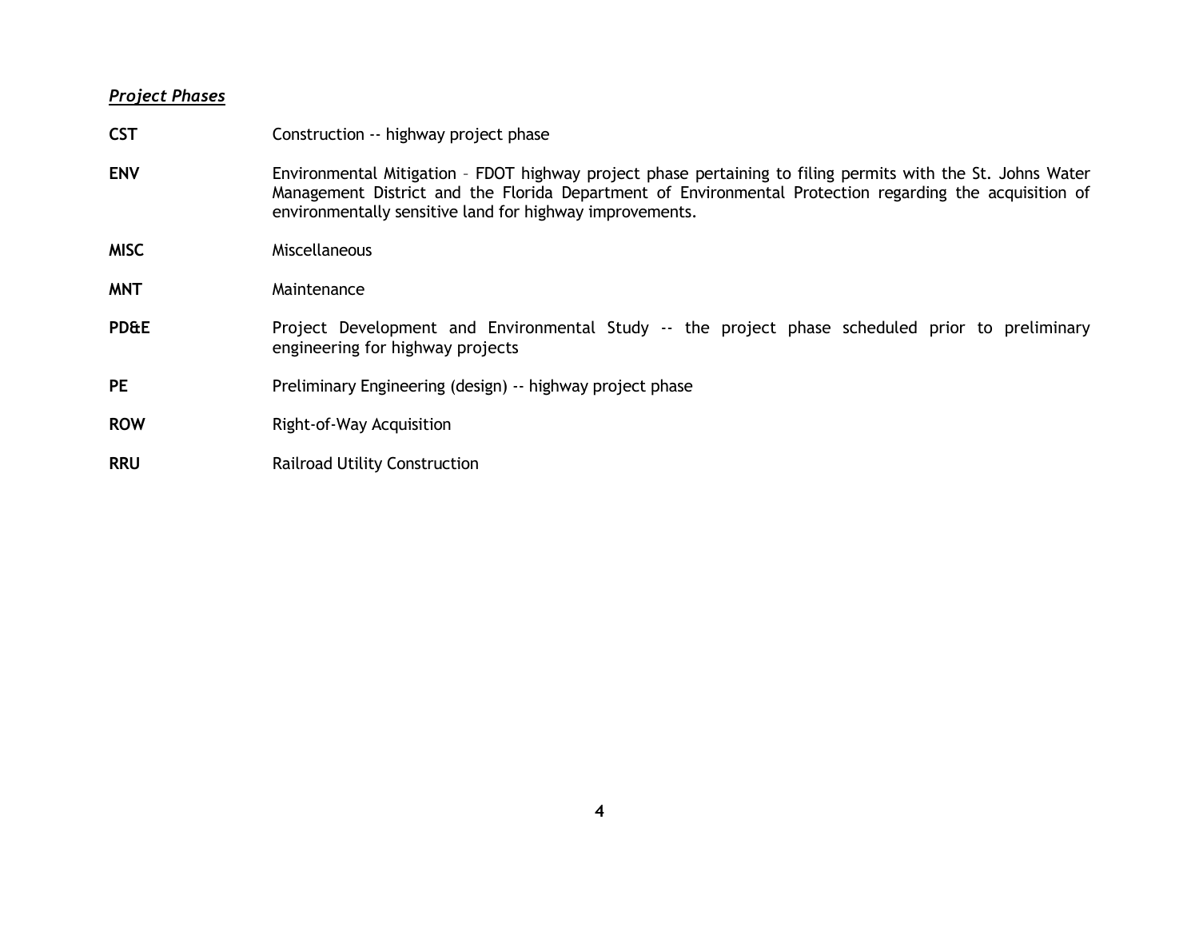***Project Phases***

| | |
|---|---|
| **CST** | Construction -- highway project phase |
| **ENV** | Environmental Mitigation – FDOT highway project phase pertaining to filing permits with the St. Johns Water Management District and the Florida Department of Environmental Protection regarding the acquisition of environmentally sensitive land for highway improvements. |
| **MISC** | Miscellaneous |
| **MNT** | Maintenance |
| **PD&E** | Project Development and Environmental Study -- the project phase scheduled prior to preliminary engineering for highway projects |
| **PE** | Preliminary Engineering (design) -- highway project phase |
| **ROW** | Right-of-Way Acquisition |
| **RRU** | Railroad Utility Construction |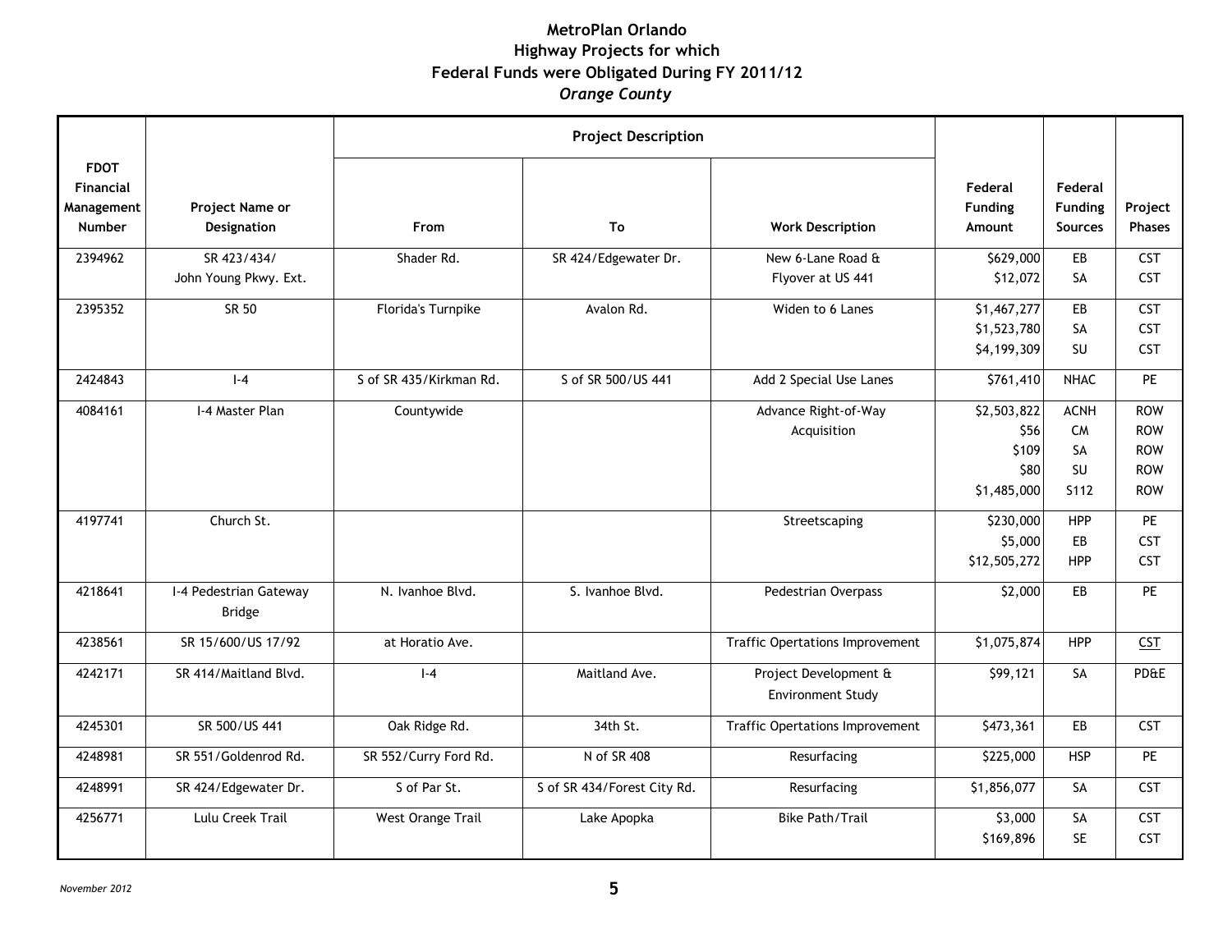# MetroPlan Orlando
## Highway Projects for which
## Federal Funds were Obligated During FY 2011/12
### *Orange County*

| FDOT Financial Management Number | Project Name or Designation | Project Description | | | Federal Funding Amount | Federal Funding Sources | Project Phases |
|---|---|---|---|---|---|---|---|
| | | From | To | Work Description | | | |
| 2394962 | SR 423/434/ John Young Pkwy. Ext. | Shader Rd. | SR 424/Edgewater Dr. | New 6-Lane Road & Flyover at US 441 | $629,000<br>$12,072 | EB<br>SA | CST<br>CST |
| 2395352 | SR 50 | Florida's Turnpike | Avalon Rd. | Widen to 6 Lanes | $1,467,277<br>$1,523,780<br>$4,199,309 | EB<br>SA<br>SU | CST<br>CST<br>CST |
| 2424843 | I-4 | S of SR 435/Kirkman Rd. | S of SR 500/US 441 | Add 2 Special Use Lanes | $761,410 | NHAC | PE |
| 4084161 | I-4 Master Plan | Countywide | | Advance Right-of-Way Acquisition | $2,503,822<br>$56<br>$109<br>$80<br>$1,485,000 | ACNH<br>CM<br>SA<br>SU<br>S112 | ROW<br>ROW<br>ROW<br>ROW<br>ROW |
| 4197741 | Church St. | | | Streetscaping | $230,000<br>$5,000<br>$12,505,272 | HPP<br>EB<br>HPP | PE<br>CST<br>CST |
| 4218641 | I-4 Pedestrian Gateway Bridge | N. Ivanhoe Blvd. | S. Ivanhoe Blvd. | Pedestrian Overpass | $2,000 | EB | PE |
| 4238561 | SR 15/600/US 17/92 | at Horatio Ave. | | Traffic Opertations Improvement | $1,075,874 | HPP | CST |
| 4242171 | SR 414/Maitland Blvd. | I-4 | Maitland Ave. | Project Development & Environment Study | $99,121 | SA | PD&E |
| 4245301 | SR 500/US 441 | Oak Ridge Rd. | 34th St. | Traffic Opertations Improvement | $473,361 | EB | CST |
| 4248981 | SR 551/Goldenrod Rd. | SR 552/Curry Ford Rd. | N of SR 408 | Resurfacing | $225,000 | HSP | PE |
| 4248991 | SR 424/Edgewater Dr. | S of Par St. | S of SR 434/Forest City Rd. | Resurfacing | $1,856,077 | SA | CST |
| 4256771 | Lulu Creek Trail | West Orange Trail | Lake Apopka | Bike Path/Trail | $3,000<br>$169,896 | SA<br>SE | CST<br>CST |

*November 2012*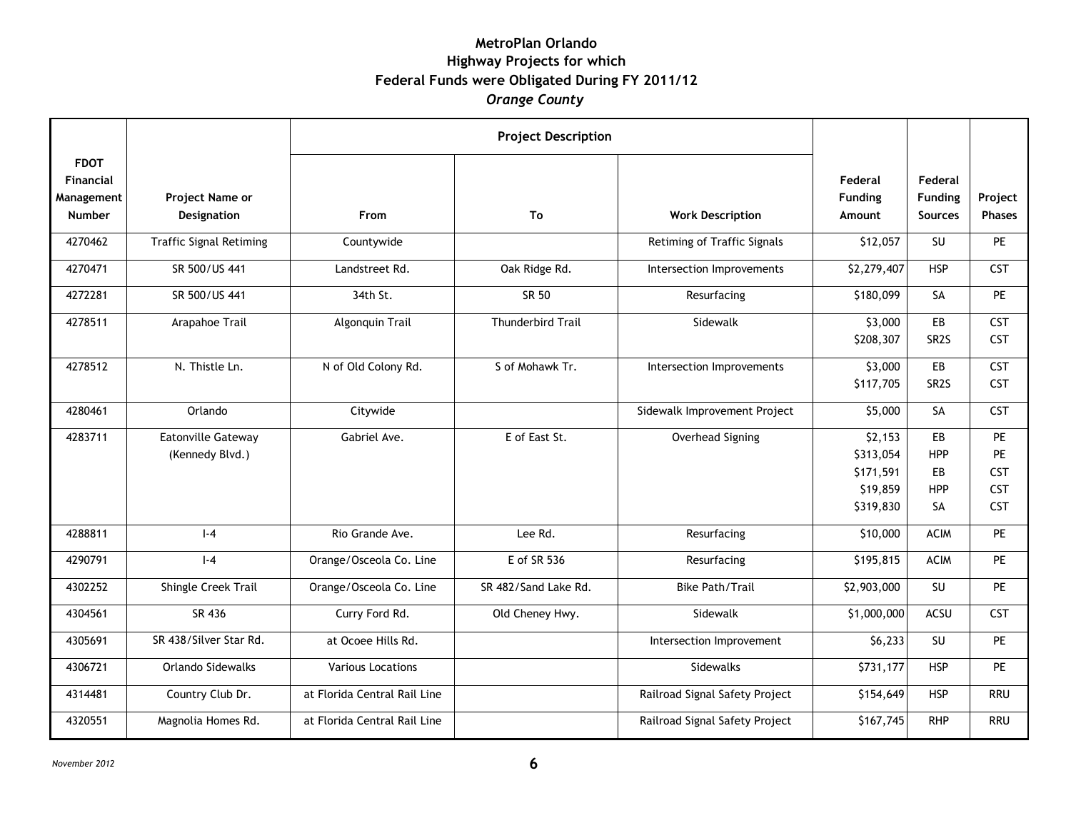# MetroPlan Orlando
## Highway Projects for which Federal Funds were Obligated During FY 2011/12
### *Orange County*

| FDOT Financial Management Number | Project Name or Designation | Project Description | | | Federal Funding Amount | Federal Funding Sources | Project Phases |
|---|---|---|---|---|---|---|---|
| | | From | To | Work Description | | | |
| 4270462 | Traffic Signal Retiming | Countywide | | Retiming of Traffic Signals | $12,057 | SU | PE |
| 4270471 | SR 500/US 441 | Landstreet Rd. | Oak Ridge Rd. | Intersection Improvements | $2,279,407 | HSP | CST |
| 4272281 | SR 500/US 441 | 34th St. | SR 50 | Resurfacing | $180,099 | SA | PE |
| 4278511 | Arapahoe Trail | Algonquin Trail | Thunderbird Trail | Sidewalk | $3,000<br>$208,307 | EB<br>SR2S | CST<br>CST |
| 4278512 | N. Thistle Ln. | N of Old Colony Rd. | S of Mohawk Tr. | Intersection Improvements | $3,000<br>$117,705 | EB<br>SR2S | CST<br>CST |
| 4280461 | Orlando | Citywide | | Sidewalk Improvement Project | $5,000 | SA | CST |
| 4283711 | Eatonville Gateway (Kennedy Blvd.) | Gabriel Ave. | E of East St. | Overhead Signing | $2,153<br>$313,054<br>$171,591<br>$19,859<br>$319,830 | EB<br>HPP<br>EB<br>HPP<br>SA | PE<br>PE<br>CST<br>CST<br>CST |
| 4288811 | I-4 | Rio Grande Ave. | Lee Rd. | Resurfacing | $10,000 | ACIM | PE |
| 4290791 | I-4 | Orange/Osceola Co. Line | E of SR 536 | Resurfacing | $195,815 | ACIM | PE |
| 4302252 | Shingle Creek Trail | Orange/Osceola Co. Line | SR 482/Sand Lake Rd. | Bike Path/Trail | $2,903,000 | SU | PE |
| 4304561 | SR 436 | Curry Ford Rd. | Old Cheney Hwy. | Sidewalk | $1,000,000 | ACSU | CST |
| 4305691 | SR 438/Silver Star Rd. | at Ocoee Hills Rd. | | Intersection Improvement | $6,233 | SU | PE |
| 4306721 | Orlando Sidewalks | Various Locations | | Sidewalks | $731,177 | HSP | PE |
| 4314481 | Country Club Dr. | at Florida Central Rail Line | | Railroad Signal Safety Project | $154,649 | HSP | RRU |
| 4320551 | Magnolia Homes Rd. | at Florida Central Rail Line | | Railroad Signal Safety Project | $167,745 | RHP | RRU |

*November 2012*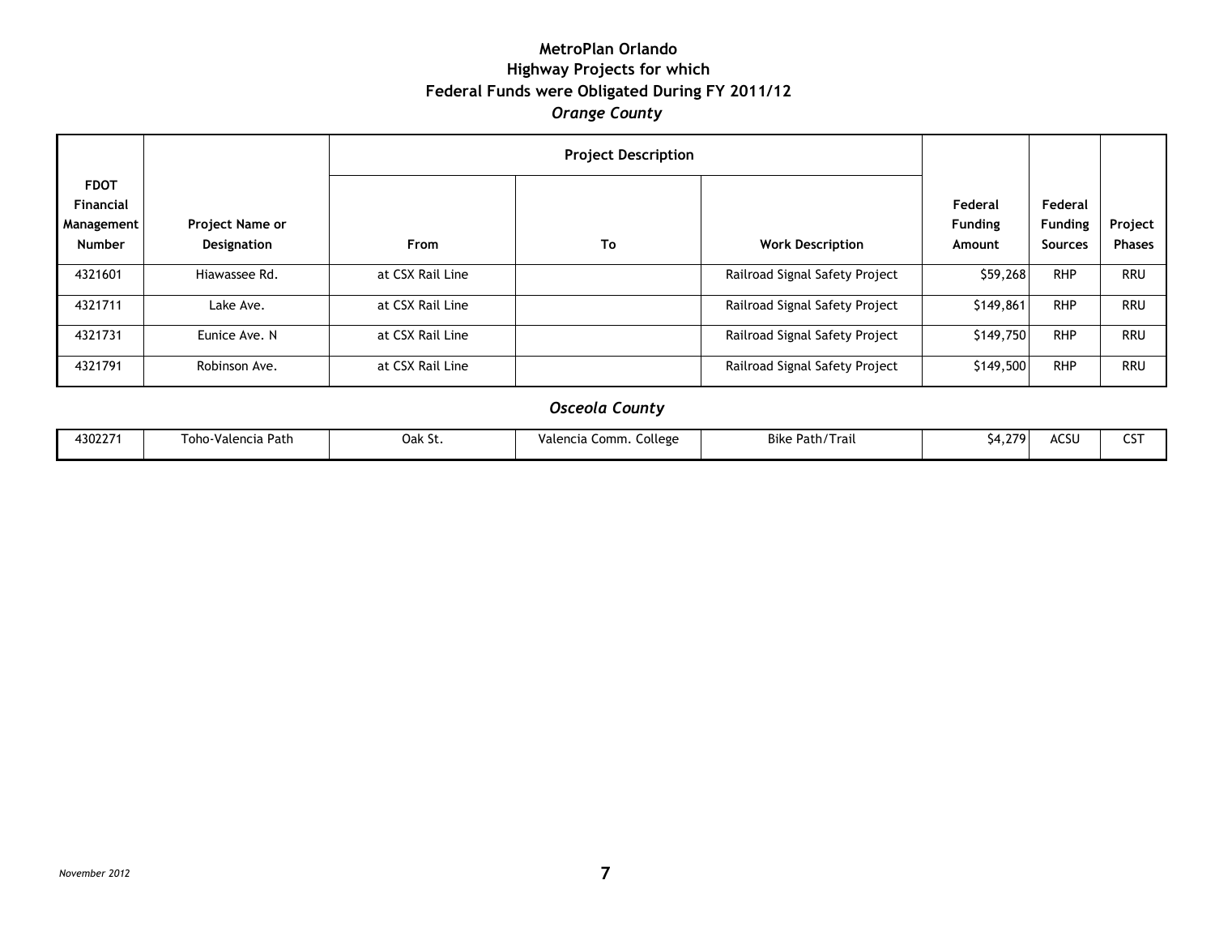# MetroPlan Orlando
## Highway Projects for which Federal Funds were Obligated During FY 2011/12

### *Orange County*

| FDOT Financial Management Number | Project Name or Designation | Project Description | | | Federal Funding Amount | Federal Funding Sources | Project Phases |
|---|---|---|---|---|---|---|---|
| | | From | To | Work Description | | | |
| 4321601 | Hiawassee Rd. | at CSX Rail Line | | Railroad Signal Safety Project | $59,268 | RHP | RRU |
| 4321711 | Lake Ave. | at CSX Rail Line | | Railroad Signal Safety Project | $149,861 | RHP | RRU |
| 4321731 | Eunice Ave. N | at CSX Rail Line | | Railroad Signal Safety Project | $149,750 | RHP | RRU |
| 4321791 | Robinson Ave. | at CSX Rail Line | | Railroad Signal Safety Project | $149,500 | RHP | RRU |

### *Osceola County*

| FDOT Financial Management Number | Project Name or Designation | From | To | Work Description | Federal Funding Amount | Federal Funding Sources | Project Phases |
|---|---|---|---|---|---|---|---|
| 4302271 | Toho-Valencia Path | Oak St. | Valencia Comm. College | Bike Path/Trail | $4,279 | ACSU | CST |

*November 2012*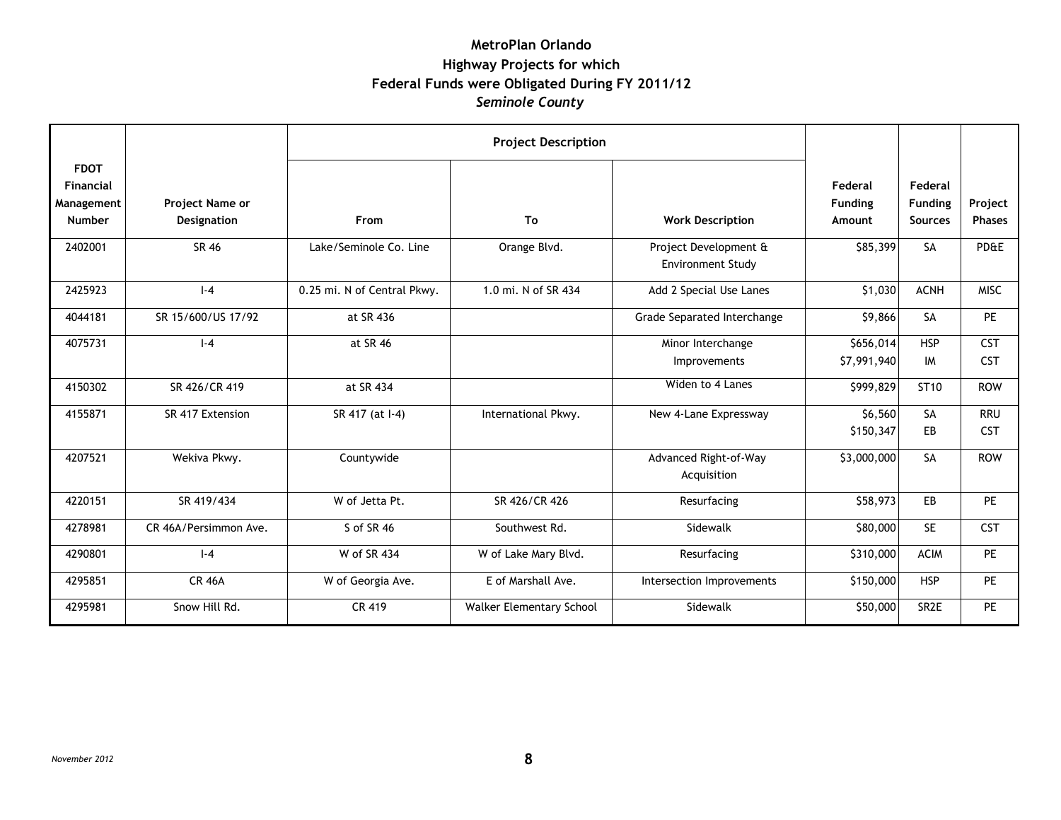# MetroPlan Orlando
## Highway Projects for which
## Federal Funds were Obligated During FY 2011/12
### *Seminole County*

| FDOT Financial Management Number | Project Name or Designation | Project Description | | | Federal Funding Amount | Federal Funding Sources | Project Phases |
|---|---|---|---|---|---|---|---|
| | | From | To | Work Description | | | |
| 2402001 | SR 46 | Lake/Seminole Co. Line | Orange Blvd. | Project Development & Environment Study | $85,399 | SA | PD&E |
| 2425923 | I-4 | 0.25 mi. N of Central Pkwy. | 1.0 mi. N of SR 434 | Add 2 Special Use Lanes | $1,030 | ACNH | MISC |
| 4044181 | SR 15/600/US 17/92 | at SR 436 | | Grade Separated Interchange | $9,866 | SA | PE |
| 4075731 | I-4 | at SR 46 | | Minor Interchange Improvements | $656,014<br>$7,991,940 | HSP<br>IM | CST<br>CST |
| 4150302 | SR 426/CR 419 | at SR 434 | | Widen to 4 Lanes | $999,829 | ST10 | ROW |
| 4155871 | SR 417 Extension | SR 417 (at I-4) | International Pkwy. | New 4-Lane Expressway | $6,560<br>$150,347 | SA<br>EB | RRU<br>CST |
| 4207521 | Wekiva Pkwy. | Countywide | | Advanced Right-of-Way Acquisition | $3,000,000 | SA | ROW |
| 4220151 | SR 419/434 | W of Jetta Pt. | SR 426/CR 426 | Resurfacing | $58,973 | EB | PE |
| 4278981 | CR 46A/Persimmon Ave. | S of SR 46 | Southwest Rd. | Sidewalk | $80,000 | SE | CST |
| 4290801 | I-4 | W of SR 434 | W of Lake Mary Blvd. | Resurfacing | $310,000 | ACIM | PE |
| 4295851 | CR 46A | W of Georgia Ave. | E of Marshall Ave. | Intersection Improvements | $150,000 | HSP | PE |
| 4295981 | Snow Hill Rd. | CR 419 | Walker Elementary School | Sidewalk | $50,000 | SR2E | PE |

*November 2012*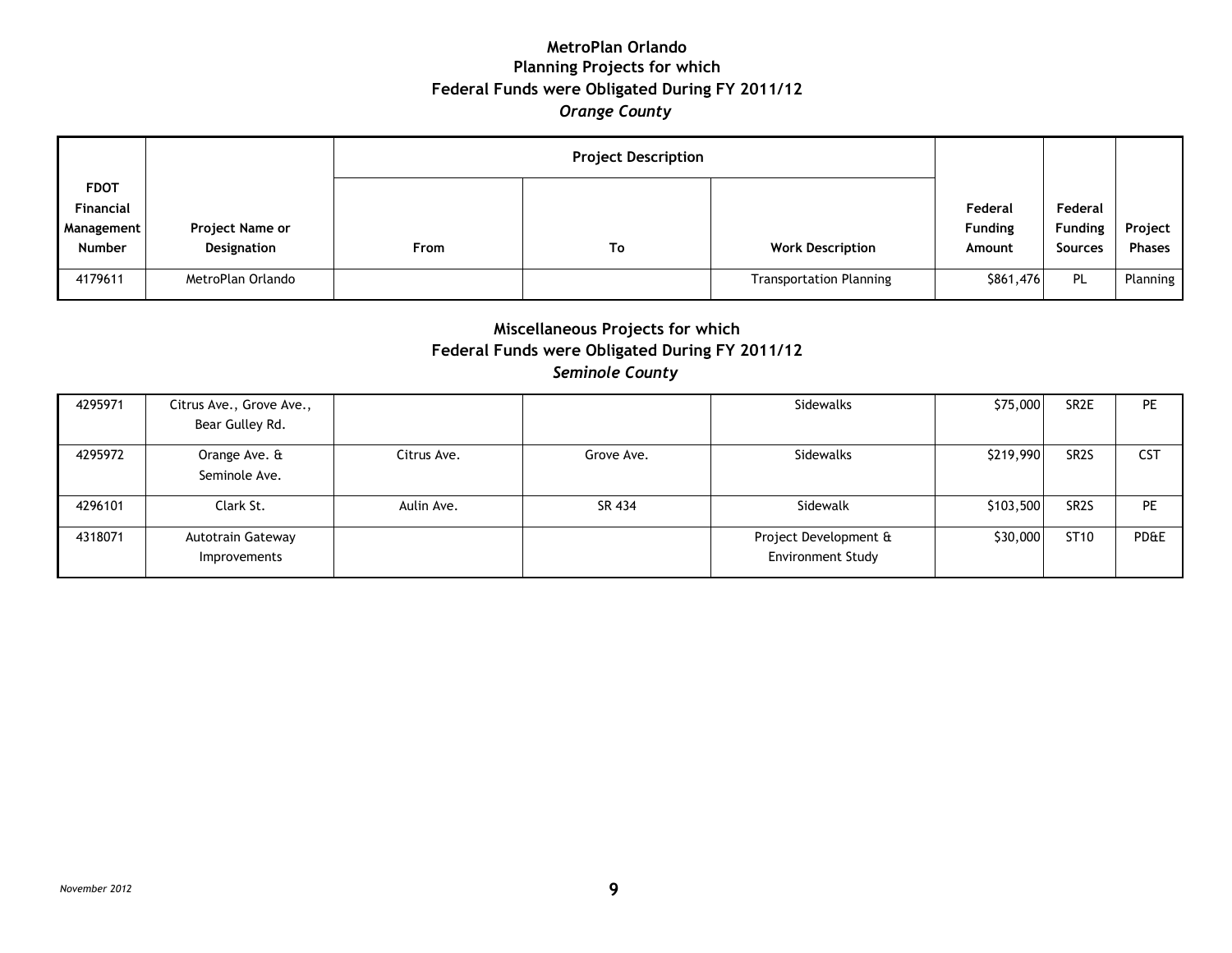# MetroPlan Orlando
## Planning Projects for which Federal Funds were Obligated During FY 2011/12
### *Orange County*

| FDOT Financial Management Number | Project Name or Designation | Project Description | | | Federal Funding Amount | Federal Funding Sources | Project Phases |
|---|---|---|---|---|---|---|---|
| | | From | To | Work Description | | | |
| 4179611 | MetroPlan Orlando | | | Transportation Planning | $861,476 | PL | Planning |

## Miscellaneous Projects for which Federal Funds were Obligated During FY 2011/12
### *Seminole County*

| FDOT Financial Management Number | Project Name or Designation | From | To | Work Description | Federal Funding Amount | Federal Funding Sources | Project Phases |
|---|---|---|---|---|---|---|---|
| 4295971 | Citrus Ave., Grove Ave., Bear Gulley Rd. | | | Sidewalks | $75,000 | SR2E | PE |
| 4295972 | Orange Ave. & Seminole Ave. | Citrus Ave. | Grove Ave. | Sidewalks | $219,990 | SR2S | CST |
| 4296101 | Clark St. | Aulin Ave. | SR 434 | Sidewalk | $103,500 | SR2S | PE |
| 4318071 | Autotrain Gateway Improvements | | | Project Development & Environment Study | $30,000 | ST10 | PD&E |

*November 2012*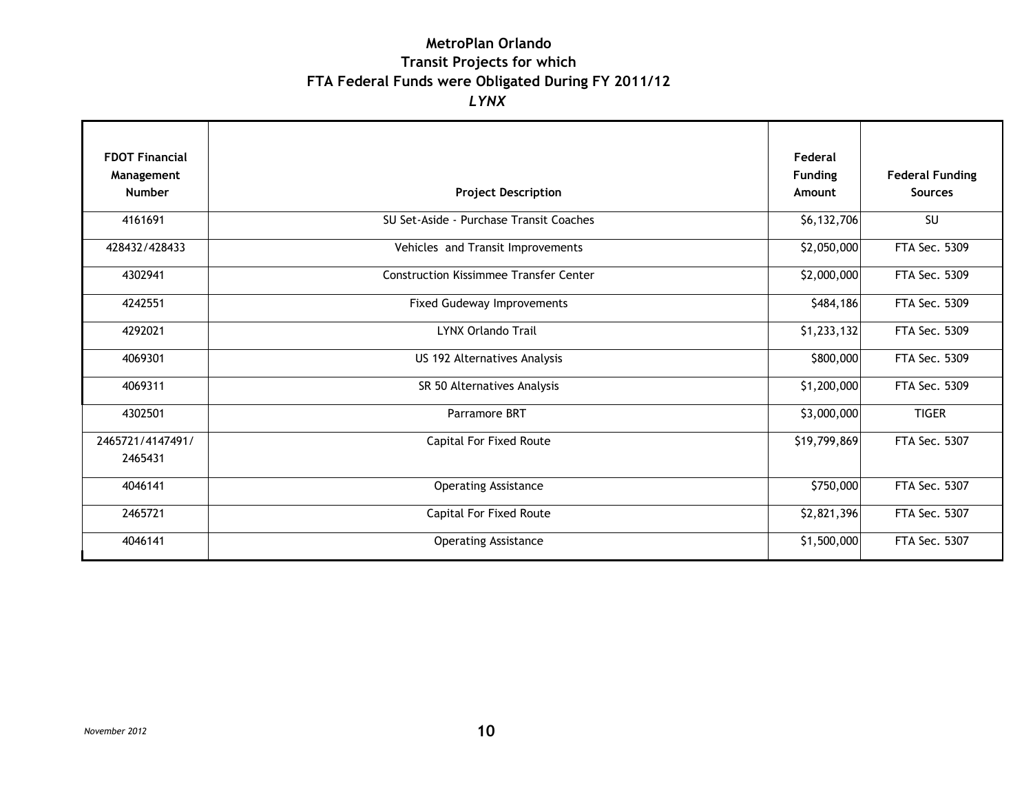# MetroPlan Orlando
## Transit Projects for which
## FTA Federal Funds were Obligated During FY 2011/12
### *LYNX*

| FDOT Financial Management Number | Project Description | Federal Funding Amount | Federal Funding Sources |
|---|---|---|---|
| 4161691 | SU Set-Aside - Purchase Transit Coaches | $6,132,706 | SU |
| 428432/428433 | Vehicles and Transit Improvements | $2,050,000 | FTA Sec. 5309 |
| 4302941 | Construction Kissimmee Transfer Center | $2,000,000 | FTA Sec. 5309 |
| 4242551 | Fixed Gudeway Improvements | $484,186 | FTA Sec. 5309 |
| 4292021 | LYNX Orlando Trail | $1,233,132 | FTA Sec. 5309 |
| 4069301 | US 192 Alternatives Analysis | $800,000 | FTA Sec. 5309 |
| 4069311 | SR 50 Alternatives Analysis | $1,200,000 | FTA Sec. 5309 |
| 4302501 | Parramore BRT | $3,000,000 | TIGER |
| 2465721/4147491/ 2465431 | Capital For Fixed Route | $19,799,869 | FTA Sec. 5307 |
| 4046141 | Operating Assistance | $750,000 | FTA Sec. 5307 |
| 2465721 | Capital For Fixed Route | $2,821,396 | FTA Sec. 5307 |
| 4046141 | Operating Assistance | $1,500,000 | FTA Sec. 5307 |

*November 2012*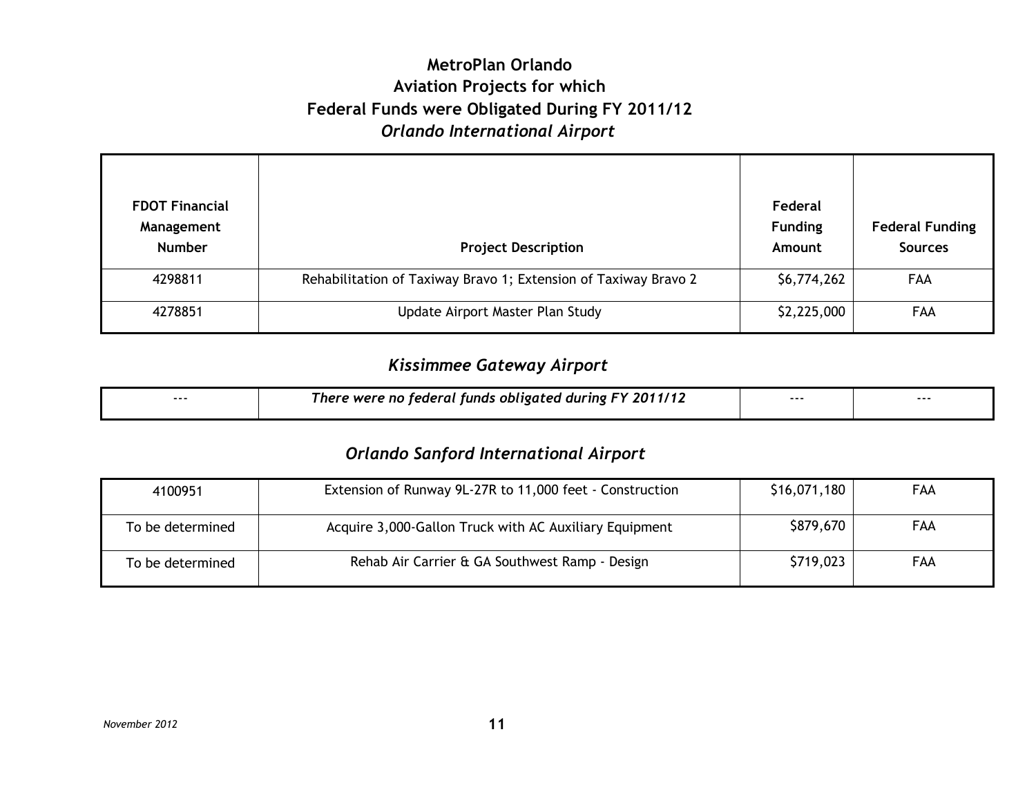# MetroPlan Orlando
## Aviation Projects for which
## Federal Funds were Obligated During FY 2011/12

### *Orlando International Airport*

| FDOT Financial Management Number | Project Description | Federal Funding Amount | Federal Funding Sources |
|---|---|---|---|
| 4298811 | Rehabilitation of Taxiway Bravo 1; Extension of Taxiway Bravo 2 | $6,774,262 | FAA |
| 4278851 | Update Airport Master Plan Study | $2,225,000 | FAA |

### *Kissimmee Gateway Airport*

| | | | |
|---|---|---|---|
| --- | *There were no federal funds obligated during FY 2011/12* | --- | --- |

### *Orlando Sanford International Airport*

| | | | |
|---|---|---|---|
| 4100951 | Extension of Runway 9L-27R to 11,000 feet - Construction | $16,071,180 | FAA |
| To be determined | Acquire 3,000-Gallon Truck with AC Auxiliary Equipment | $879,670 | FAA |
| To be determined | Rehab Air Carrier & GA Southwest Ramp - Design | $719,023 | FAA |